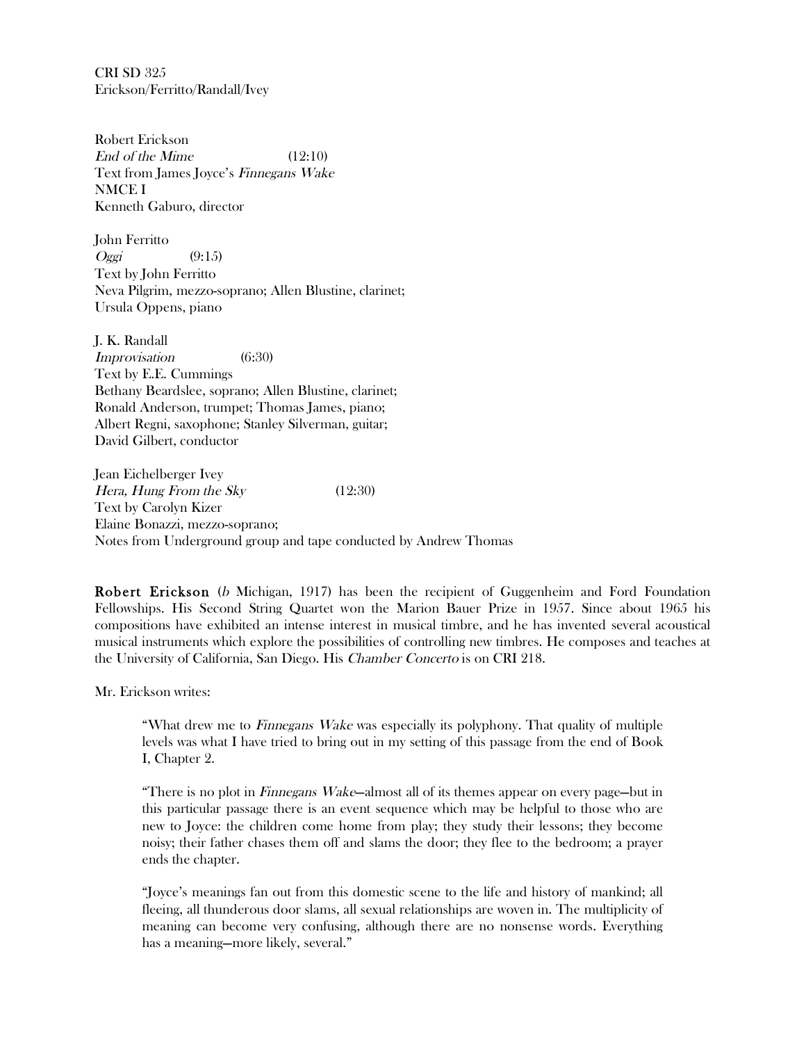**CRI SD** 325
Erickson/Ferritto/Randall/Ivey

Robert Erickson
*End of the Mime* (12:10)
Text from James Joyce's *Finnegans Wake*
NMCE I
Kenneth Gaburo, director

John Ferritto
*Oggi* (9:15)
Text by John Ferritto
Neva Pilgrim, mezzo-soprano; Allen Blustine, clarinet;
Ursula Oppens, piano

J. K. Randall
*Improvisation* (6:30)
Text by E.E. Cummings
Bethany Beardslee, soprano; Allen Blustine, clarinet;
Ronald Anderson, trumpet; Thomas James, piano;
Albert Regni, saxophone; Stanley Silverman, guitar;
David Gilbert, conductor

Jean Eichelberger Ivey
*Hera, Hung From the Sky* (12:30)
Text by Carolyn Kizer
Elaine Bonazzi, mezzo-soprano;
Notes from Underground group and tape conducted by Andrew Thomas

**Robert Erickson** (*b* Michigan, 1917) has been the recipient of Guggenheim and Ford Foundation Fellowships. His Second String Quartet won the Marion Bauer Prize in 1957. Since about 1965 his compositions have exhibited an intense interest in musical timbre, and he has invented several acoustical musical instruments which explore the possibilities of controlling new timbres. He composes and teaches at the University of California, San Diego. His *Chamber Concerto* is on CRI 218.

Mr. Erickson writes:

> "What drew me to *Finnegans Wake* was especially its polyphony. That quality of multiple levels was what I have tried to bring out in my setting of this passage from the end of Book I, Chapter 2.
>
> "There is no plot in *Finnegans Wake*—almost all of its themes appear on every page—but in this particular passage there is an event sequence which may be helpful to those who are new to Joyce: the children come home from play; they study their lessons; they become noisy; their father chases them off and slams the door; they flee to the bedroom; a prayer ends the chapter.
>
> "Joyce's meanings fan out from this domestic scene to the life and history of mankind; all fleeing, all thunderous door slams, all sexual relationships are woven in. The multiplicity of meaning can become very confusing, although there are no nonsense words. Everything has a meaning—more likely, several."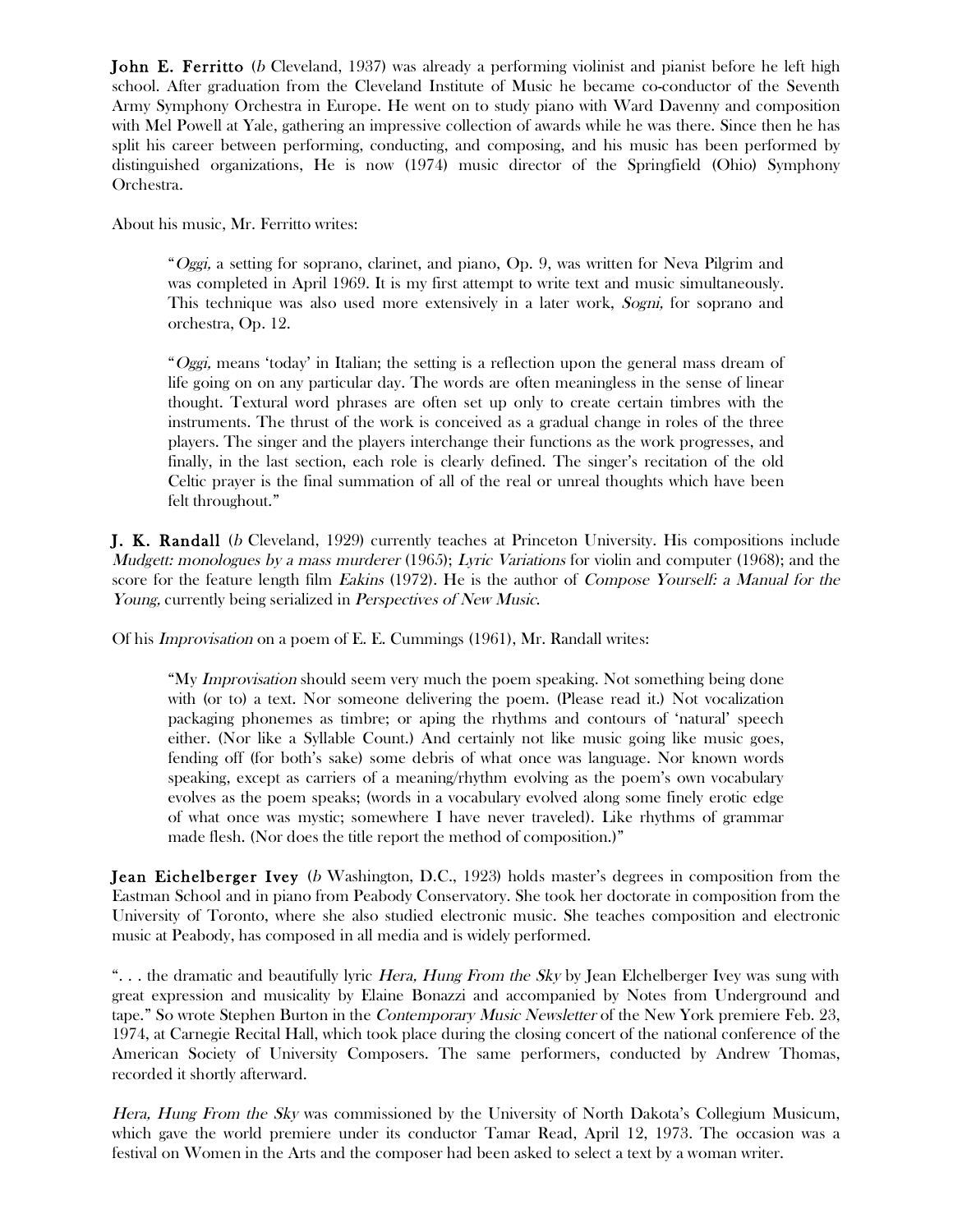**John E. Ferritto** (*b* Cleveland, 1937) was already a performing violinist and pianist before he left high school. After graduation from the Cleveland Institute of Music he became co-conductor of the Seventh Army Symphony Orchestra in Europe. He went on to study piano with Ward Davenny and composition with Mel Powell at Yale, gathering an impressive collection of awards while he was there. Since then he has split his career between performing, conducting, and composing, and his music has been performed by distinguished organizations, He is now (1974) music director of the Springfield (Ohio) Symphony Orchestra.

About his music, Mr. Ferritto writes:

> "*Oggi,* a setting for soprano, clarinet, and piano, Op. 9, was written for Neva Pilgrim and was completed in April 1969. It is my first attempt to write text and music simultaneously. This technique was also used more extensively in a later work, *Sogni,* for soprano and orchestra, Op. 12.
>
> "*Oggi,* means 'today' in Italian; the setting is a reflection upon the general mass dream of life going on on any particular day. The words are often meaningless in the sense of linear thought. Textural word phrases are often set up only to create certain timbres with the instruments. The thrust of the work is conceived as a gradual change in roles of the three players. The singer and the players interchange their functions as the work progresses, and finally, in the last section, each role is clearly defined. The singer's recitation of the old Celtic prayer is the final summation of all of the real or unreal thoughts which have been felt throughout."

**J. K. Randall** (*b* Cleveland, 1929) currently teaches at Princeton University. His compositions include *Mudgett: monologues by a mass murderer* (1965); *Lyric Variations* for violin and computer (1968); and the score for the feature length film *Eakins* (1972). He is the author of *Compose Yourself: a Manual for the Young,* currently being serialized in *Perspectives of New Music*.

Of his *Improvisation* on a poem of E. E. Cummings (1961), Mr. Randall writes:

> "My *Improvisation* should seem very much the poem speaking. Not something being done with (or to) a text. Nor someone delivering the poem. (Please read it.) Not vocalization packaging phonemes as timbre; or aping the rhythms and contours of 'natural' speech either. (Nor like a Syllable Count.) And certainly not like music going like music goes, fending off (for both's sake) some debris of what once was language. Nor known words speaking, except as carriers of a meaning/rhythm evolving as the poem's own vocabulary evolves as the poem speaks; (words in a vocabulary evolved along some finely erotic edge of what once was mystic; somewhere I have never traveled). Like rhythms of grammar made flesh. (Nor does the title report the method of composition.)"

**Jean Eichelberger Ivey** (*b* Washington, D.C., 1923) holds master's degrees in composition from the Eastman School and in piano from Peabody Conservatory. She took her doctorate in composition from the University of Toronto, where she also studied electronic music. She teaches composition and electronic music at Peabody, has composed in all media and is widely performed.

". . . the dramatic and beautifully lyric *Hera, Hung From the Sky* by Jean Elchelberger Ivey was sung with great expression and musicality by Elaine Bonazzi and accompanied by Notes from Underground and tape." So wrote Stephen Burton in the *Contemporary Music Newsletter* of the New York premiere Feb. 23, 1974, at Carnegie Recital Hall, which took place during the closing concert of the national conference of the American Society of University Composers. The same performers, conducted by Andrew Thomas, recorded it shortly afterward.

*Hera, Hung From the Sky* was commissioned by the University of North Dakota's Collegium Musicum, which gave the world premiere under its conductor Tamar Read, April 12, 1973. The occasion was a festival on Women in the Arts and the composer had been asked to select a text by a woman writer.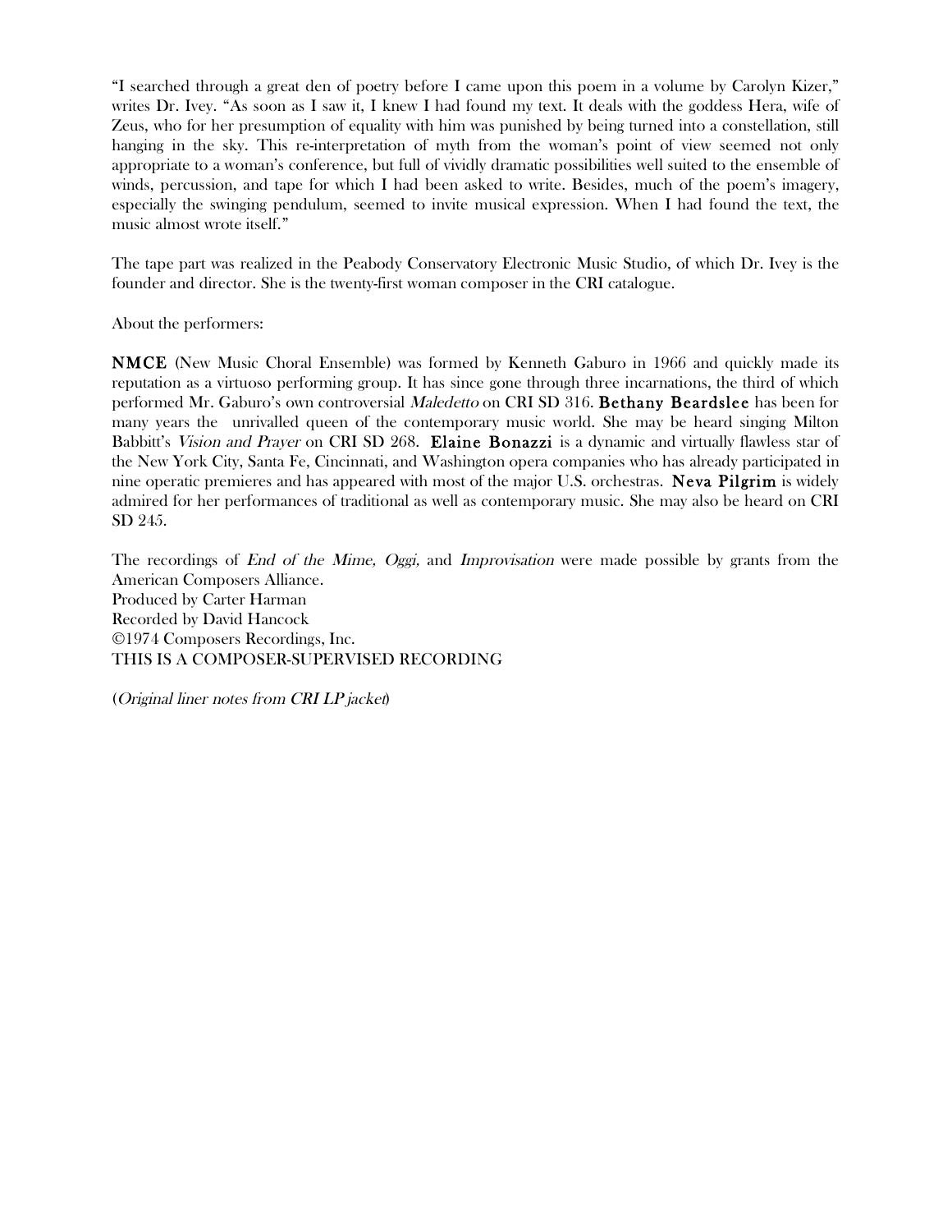"I searched through a great den of poetry before I came upon this poem in a volume by Carolyn Kizer," writes Dr. Ivey. "As soon as I saw it, I knew I had found my text. It deals with the goddess Hera, wife of Zeus, who for her presumption of equality with him was punished by being turned into a constellation, still hanging in the sky. This re-interpretation of myth from the woman's point of view seemed not only appropriate to a woman's conference, but full of vividly dramatic possibilities well suited to the ensemble of winds, percussion, and tape for which I had been asked to write. Besides, much of the poem's imagery, especially the swinging pendulum, seemed to invite musical expression. When I had found the text, the music almost wrote itself."

The tape part was realized in the Peabody Conservatory Electronic Music Studio, of which Dr. Ivey is the founder and director. She is the twenty-first woman composer in the CRI catalogue.

About the performers:

**NMCE** (New Music Choral Ensemble) was formed by Kenneth Gaburo in 1966 and quickly made its reputation as a virtuoso performing group. It has since gone through three incarnations, the third of which performed Mr. Gaburo's own controversial *Maledetto* on CRI SD 316. **Bethany Beardslee** has been for many years the unrivalled queen of the contemporary music world. She may be heard singing Milton Babbitt's *Vision and Prayer* on CRI SD 268. **Elaine Bonazzi** is a dynamic and virtually flawless star of the New York City, Santa Fe, Cincinnati, and Washington opera companies who has already participated in nine operatic premieres and has appeared with most of the major U.S. orchestras. **Neva Pilgrim** is widely admired for her performances of traditional as well as contemporary music. She may also be heard on CRI SD 245.

The recordings of *End of the Mime, Oggi,* and *Improvisation* were made possible by grants from the American Composers Alliance.
Produced by Carter Harman
Recorded by David Hancock
©1974 Composers Recordings, Inc.
THIS IS A COMPOSER-SUPERVISED RECORDING

(*Original liner notes from CRI LP jacket*)